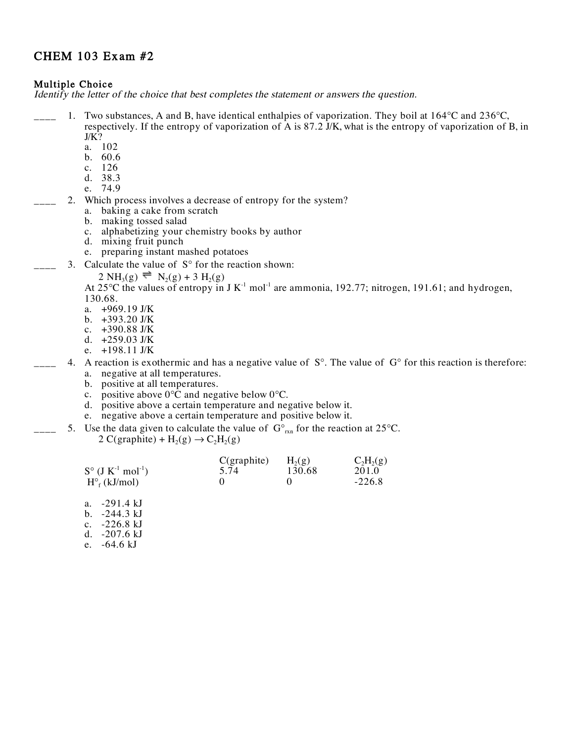# CHEM 103 Exam #2

## Multiple Choice

*Identify the letter of the choice that best completes the statement or answers the question.*

____ 1. Two substances, A and B, have identical enthalpies of vaporization. They boil at 164°C and 236°C, respectively. If the entropy of vaporization of A is 87.2 J/K, what is the entropy of vaporization of B, in J/K?

a. 102
b. 60.6
c. 126
d. 38.3
e. 74.9

____ 2. Which process involves a decrease of entropy for the system?

a. baking a cake from scratch
b. making tossed salad
c. alphabetizing your chemistry books by author
d. mixing fruit punch
e. preparing instant mashed potatoes

____ 3. Calculate the value of S° for the reaction shown:

$$2\ NH_3(g) \rightleftharpoons N_2(g) + 3\ H_2(g)$$

At 25°C the values of entropy in J $K^{-1}$ $mol^{-1}$ are ammonia, 192.77; nitrogen, 191.61; and hydrogen, 130.68.

a. +969.19 J/K
b. +393.20 J/K
c. +390.88 J/K
d. +259.03 J/K
e. +198.11 J/K

____ 4. A reaction is exothermic and has a negative value of S°. The value of G° for this reaction is therefore:

a. negative at all temperatures.
b. positive at all temperatures.
c. positive above 0°C and negative below 0°C.
d. positive above a certain temperature and negative below it.
e. negative above a certain temperature and positive below it.

____ 5. Use the data given to calculate the value of $G°_{rxn}$ for the reaction at 25°C.

$$2\ C(graphite) + H_2(g) \rightarrow C_2H_2(g)$$

| | C(graphite) | $H_2(g)$ | $C_2H_2(g)$ |
|---|---|---|---|
| S° (J $K^{-1}$ $mol^{-1}$) | 5.74 | 130.68 | 201.0 |
| $H°_f$ (kJ/mol) | 0 | 0 | -226.8 |

a. -291.4 kJ
b. -244.3 kJ
c. -226.8 kJ
d. -207.6 kJ
e. -64.6 kJ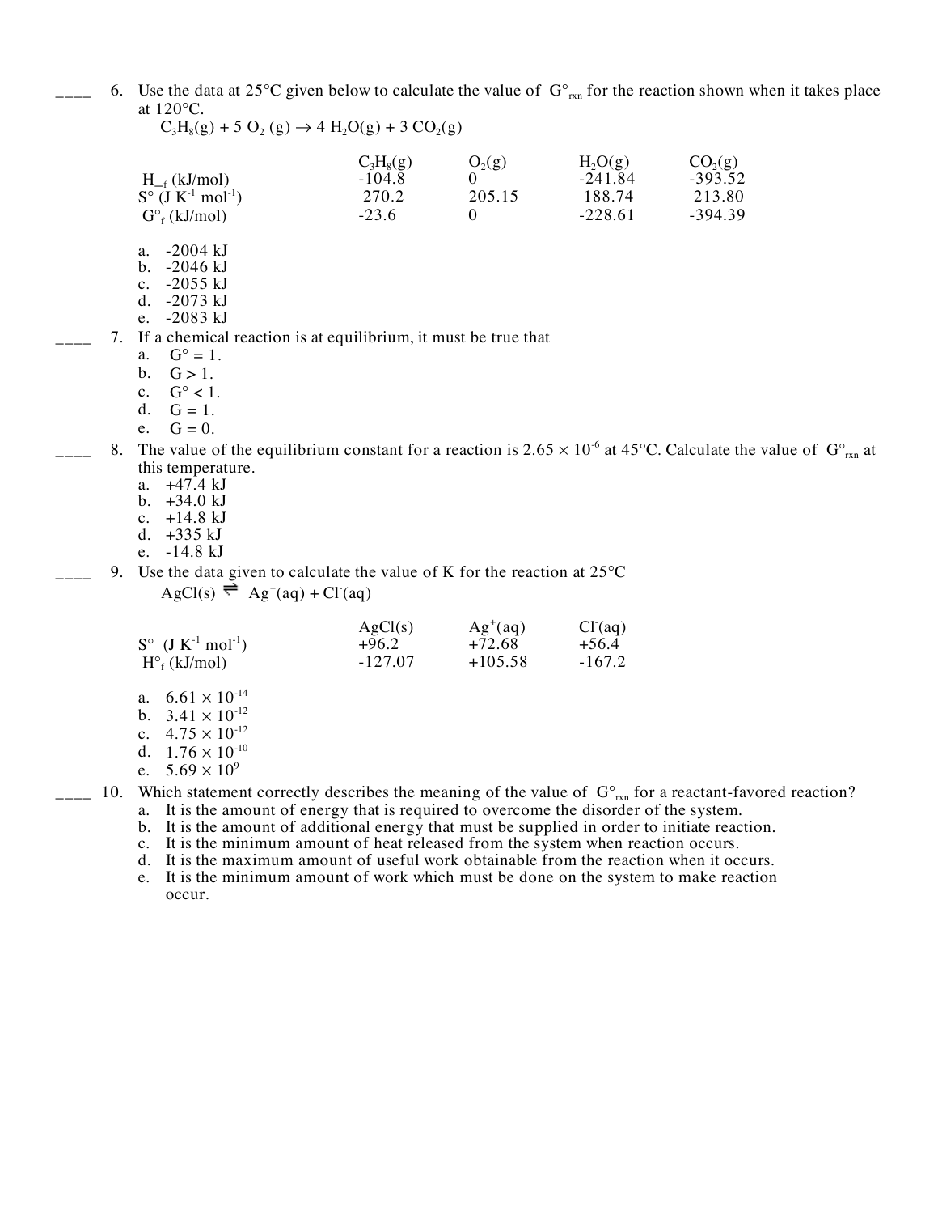____ 6. Use the data at 25°C given below to calculate the value of $G^\circ_{rxn}$ for the reaction shown when it takes place at 120°C.

$C_3H_8(g) + 5\ O_2\ (g) \rightarrow 4\ H_2O(g) + 3\ CO_2(g)$

| | $C_3H_8(g)$ | $O_2(g)$ | $H_2O(g)$ | $CO_2(g)$ |
|---|---|---|---|---|
| $H_{-f}$ (kJ/mol) | -104.8 | 0 | -241.84 | -393.52 |
| $S^\circ$ (J $K^{-1}$ $mol^{-1}$) | 270.2 | 205.15 | 188.74 | 213.80 |
| $G^\circ_f$ (kJ/mol) | -23.6 | 0 | -228.61 | -394.39 |

a. -2004 kJ
b. -2046 kJ
c. -2055 kJ
d. -2073 kJ
e. -2083 kJ

____ 7. If a chemical reaction is at equilibrium, it must be true that

a. $G^\circ = 1$.
b. $G > 1$.
c. $G^\circ < 1$.
d. $G = 1$.
e. $G = 0$.

____ 8. The value of the equilibrium constant for a reaction is $2.65 \times 10^{-6}$ at 45°C. Calculate the value of $G^\circ_{rxn}$ at this temperature.

a. +47.4 kJ
b. +34.0 kJ
c. +14.8 kJ
d. +335 kJ
e. -14.8 kJ

____ 9. Use the data given to calculate the value of K for the reaction at 25°C

$AgCl(s) \rightleftharpoons Ag^+(aq) + Cl^-(aq)$

| | $AgCl(s)$ | $Ag^+(aq)$ | $Cl^-(aq)$ |
|---|---|---|---|
| $S^\circ$ (J $K^{-1}$ $mol^{-1}$) | +96.2 | +72.68 | +56.4 |
| $H^\circ_f$ (kJ/mol) | -127.07 | +105.58 | -167.2 |

a. $6.61 \times 10^{-14}$
b. $3.41 \times 10^{-12}$
c. $4.75 \times 10^{-12}$
d. $1.76 \times 10^{-10}$
e. $5.69 \times 10^{9}$

____ 10. Which statement correctly describes the meaning of the value of $G^\circ_{rxn}$ for a reactant-favored reaction?

a. It is the amount of energy that is required to overcome the disorder of the system.
b. It is the amount of additional energy that must be supplied in order to initiate reaction.
c. It is the minimum amount of heat released from the system when reaction occurs.
d. It is the maximum amount of useful work obtainable from the reaction when it occurs.
e. It is the minimum amount of work which must be done on the system to make reaction occur.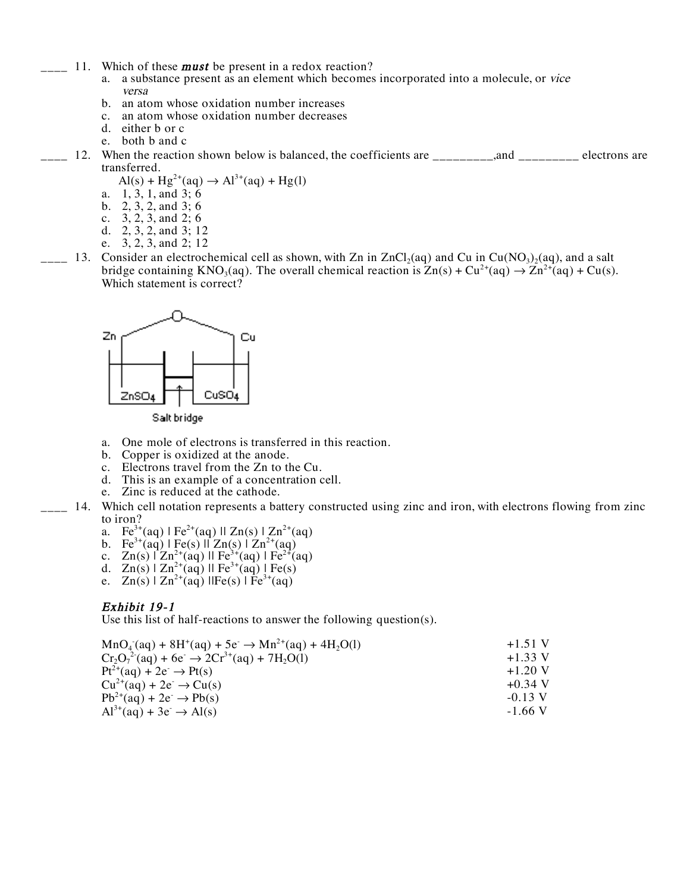____ 11. Which of these ***must*** be present in a redox reaction?

a. a substance present as an element which becomes incorporated into a molecule, or *vice versa*
b. an atom whose oxidation number increases
c. an atom whose oxidation number decreases
d. either b or c
e. both b and c

____ 12. When the reaction shown below is balanced, the coefficients are _________,and _________ electrons are transferred.

$Al(s) + Hg^{2+}(aq) \rightarrow Al^{3+}(aq) + Hg(l)$

a. 1, 3, 1, and 3; 6
b. 2, 3, 2, and 3; 6
c. 3, 2, 3, and 2; 6
d. 2, 3, 2, and 3; 12
e. 3, 2, 3, and 2; 12

____ 13. Consider an electrochemical cell as shown, with Zn in $ZnCl_2(aq)$ and Cu in $Cu(NO_3)_2(aq)$, and a salt bridge containing $KNO_3(aq)$. The overall chemical reaction is $Zn(s) + Cu^{2+}(aq) \rightarrow Zn^{2+}(aq) + Cu(s)$. Which statement is correct?

Zn Cu
$ZnSO_4$ $CuSO_4$
Salt bridge

a. One mole of electrons is transferred in this reaction.
b. Copper is oxidized at the anode.
c. Electrons travel from the Zn to the Cu.
d. This is an example of a concentration cell.
e. Zinc is reduced at the cathode.

____ 14. Which cell notation represents a battery constructed using zinc and iron, with electrons flowing from zinc to iron?

a. $Fe^{3+}(aq) \mid Fe^{2+}(aq) \parallel Zn(s) \mid Zn^{2+}(aq)$
b. $Fe^{3+}(aq) \mid Fe(s) \parallel Zn(s) \mid Zn^{2+}(aq)$
c. $Zn(s) \mid Zn^{2+}(aq) \parallel Fe^{3+}(aq) \mid Fe^{2+}(aq)$
d. $Zn(s) \mid Zn^{2+}(aq) \parallel Fe^{3+}(aq) \mid Fe(s)$
e. $Zn(s) \mid Zn^{2+}(aq) \parallel Fe(s) \mid Fe^{3+}(aq)$

### *Exhibit 19-1*

Use this list of half-reactions to answer the following question(s).

| | |
|---|---|
| $MnO_4^-(aq) + 8H^+(aq) + 5e^- \rightarrow Mn^{2+}(aq) + 4H_2O(l)$ | +1.51 V |
| $Cr_2O_7^{2-}(aq) + 6e^- \rightarrow 2Cr^{3+}(aq) + 7H_2O(l)$ | +1.33 V |
| $Pt^{2+}(aq) + 2e^- \rightarrow Pt(s)$ | +1.20 V |
| $Cu^{2+}(aq) + 2e^- \rightarrow Cu(s)$ | +0.34 V |
| $Pb^{2+}(aq) + 2e^- \rightarrow Pb(s)$ | -0.13 V |
| $Al^{3+}(aq) + 3e^- \rightarrow Al(s)$ | -1.66 V |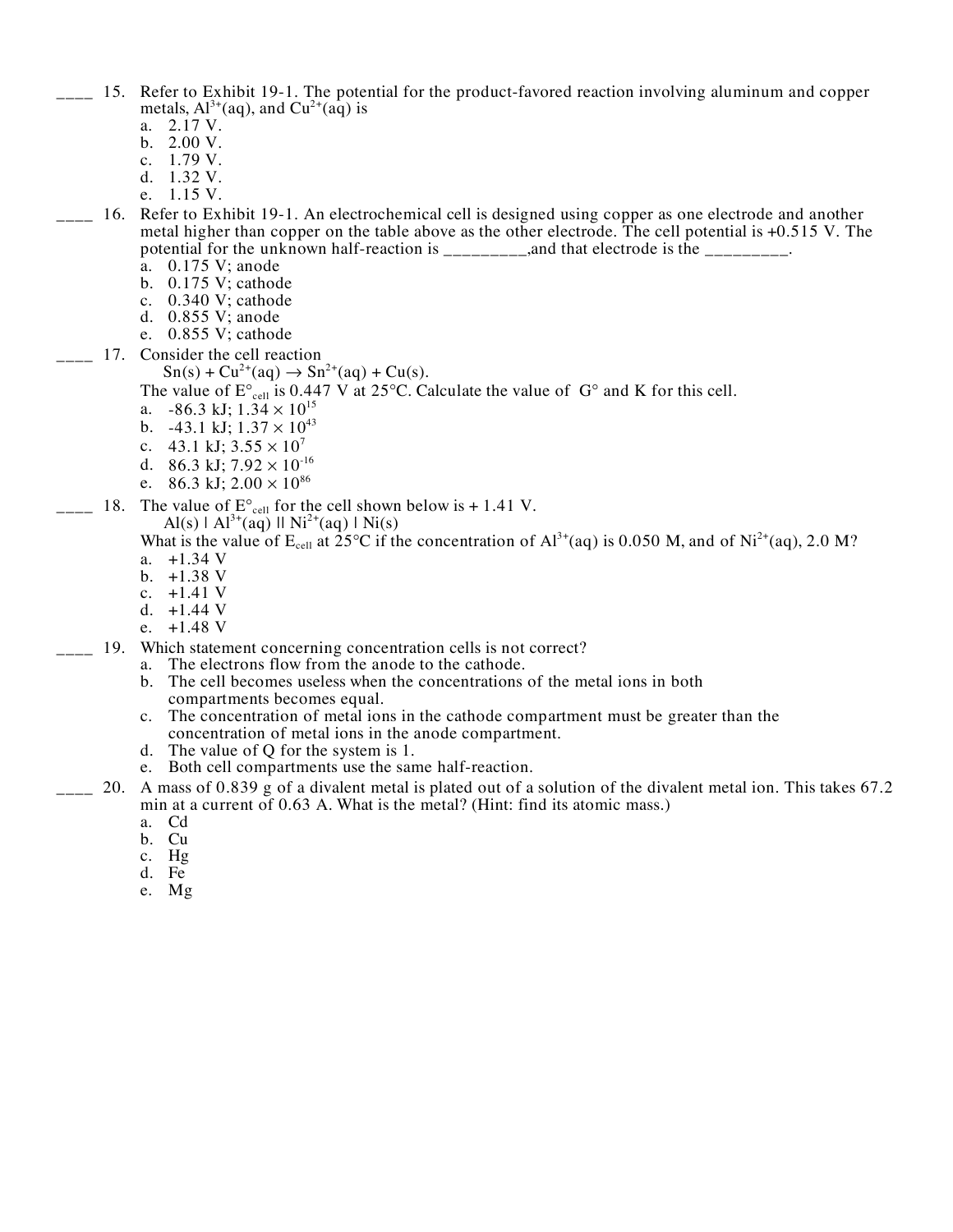____ 15. Refer to Exhibit 19-1. The potential for the product-favored reaction involving aluminum and copper metals, $Al^{3+}$(aq), and $Cu^{2+}$(aq) is

a. 2.17 V.
b. 2.00 V.
c. 1.79 V.
d. 1.32 V.
e. 1.15 V.

____ 16. Refer to Exhibit 19-1. An electrochemical cell is designed using copper as one electrode and another metal higher than copper on the table above as the other electrode. The cell potential is +0.515 V. The potential for the unknown half-reaction is _________,and that electrode is the _________.

a. 0.175 V; anode
b. 0.175 V; cathode
c. 0.340 V; cathode
d. 0.855 V; anode
e. 0.855 V; cathode

____ 17. Consider the cell reaction

$Sn(s) + Cu^{2+}(aq) \rightarrow Sn^{2+}(aq) + Cu(s)$.

The value of $E^{\circ}_{cell}$ is 0.447 V at 25°C. Calculate the value of G° and K for this cell.

a. -86.3 kJ; $1.34 \times 10^{15}$
b. -43.1 kJ; $1.37 \times 10^{43}$
c. 43.1 kJ; $3.55 \times 10^{7}$
d. 86.3 kJ; $7.92 \times 10^{-16}$
e. 86.3 kJ; $2.00 \times 10^{86}$

____ 18. The value of $E^{\circ}_{cell}$ for the cell shown below is + 1.41 V.

$Al(s) \mid Al^{3+}(aq) \parallel Ni^{2+}(aq) \mid Ni(s)$

What is the value of $E_{cell}$ at 25°C if the concentration of $Al^{3+}$(aq) is 0.050 M, and of $Ni^{2+}$(aq), 2.0 M?

a. +1.34 V
b. +1.38 V
c. +1.41 V
d. +1.44 V
e. +1.48 V

____ 19. Which statement concerning concentration cells is not correct?

a. The electrons flow from the anode to the cathode.
b. The cell becomes useless when the concentrations of the metal ions in both compartments becomes equal.
c. The concentration of metal ions in the cathode compartment must be greater than the concentration of metal ions in the anode compartment.
d. The value of Q for the system is 1.
e. Both cell compartments use the same half-reaction.

____ 20. A mass of 0.839 g of a divalent metal is plated out of a solution of the divalent metal ion. This takes 67.2 min at a current of 0.63 A. What is the metal? (Hint: find its atomic mass.)

a. Cd
b. Cu
c. Hg
d. Fe
e. Mg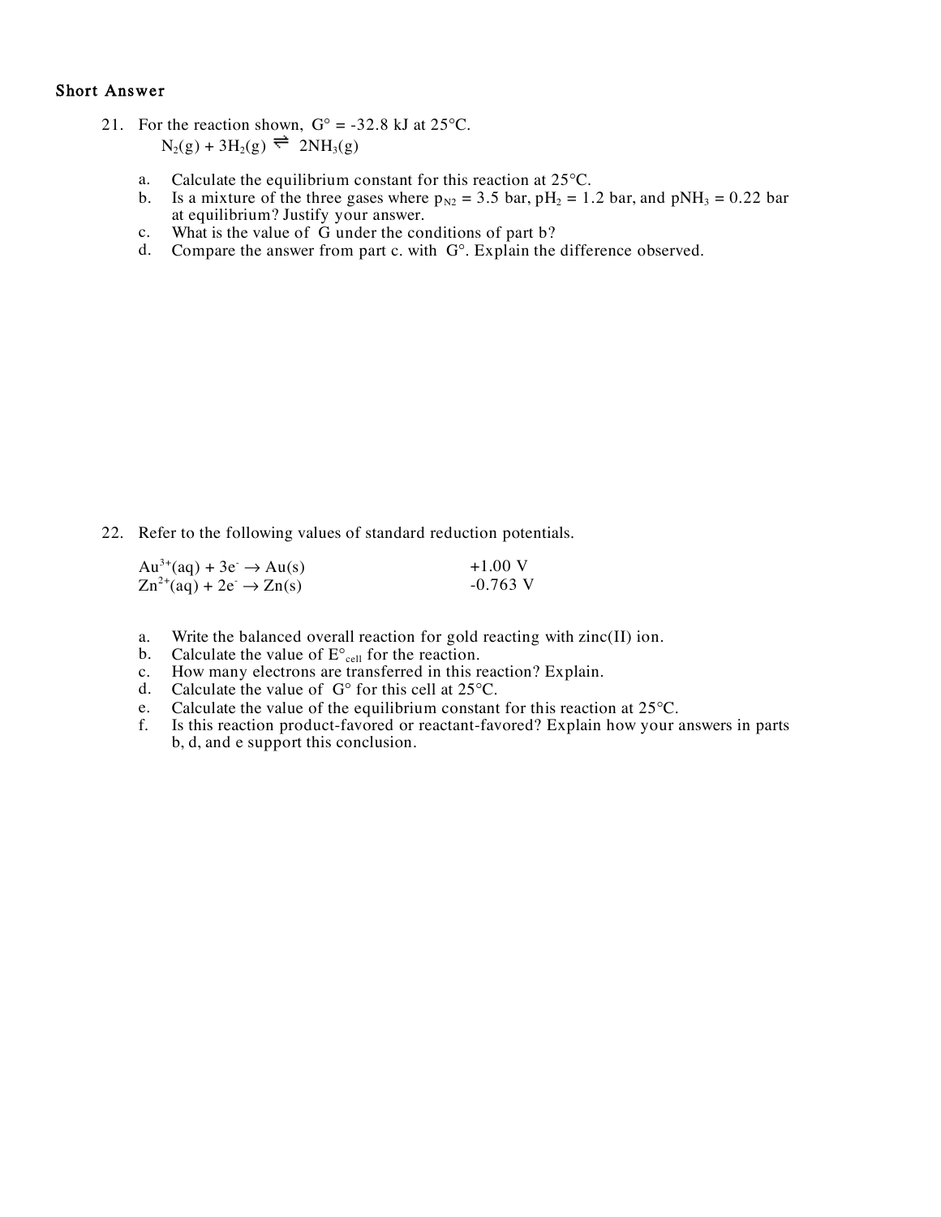## Short Answer

21. For the reaction shown, $G° = -32.8$ kJ at 25°C.

    $N_2(g) + 3H_2(g) \rightleftharpoons 2NH_3(g)$

    a. Calculate the equilibrium constant for this reaction at 25°C.
    b. Is a mixture of the three gases where $p_{N2} = 3.5$ bar, $pH_2 = 1.2$ bar, and $pNH_3 = 0.22$ bar at equilibrium? Justify your answer.
    c. What is the value of G under the conditions of part b?
    d. Compare the answer from part c. with G°. Explain the difference observed.

22. Refer to the following values of standard reduction potentials.

    | | |
    |---|---|
    | $Au^{3+}(aq) + 3e^- \rightarrow Au(s)$ | +1.00 V |
    | $Zn^{2+}(aq) + 2e^- \rightarrow Zn(s)$ | -0.763 V |

    a. Write the balanced overall reaction for gold reacting with zinc(II) ion.
    b. Calculate the value of $E°_{cell}$ for the reaction.
    c. How many electrons are transferred in this reaction? Explain.
    d. Calculate the value of G° for this cell at 25°C.
    e. Calculate the value of the equilibrium constant for this reaction at 25°C.
    f. Is this reaction product-favored or reactant-favored? Explain how your answers in parts b, d, and e support this conclusion.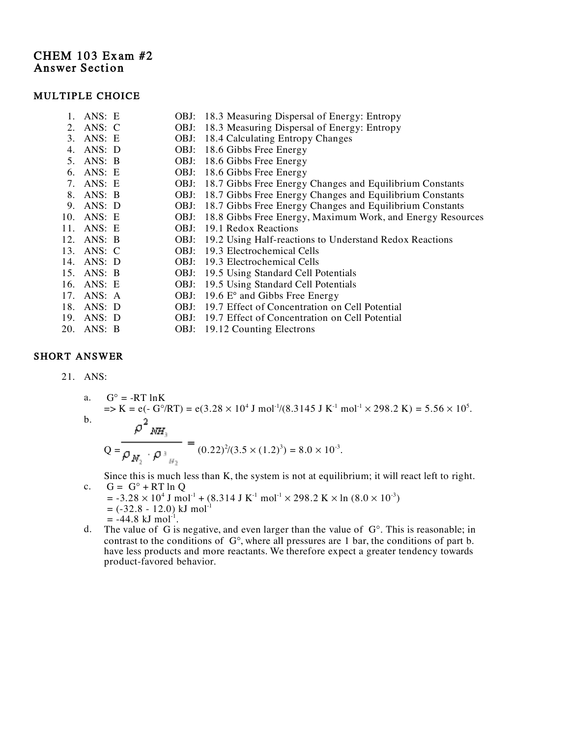# CHEM 103 Exam #2
## Answer Section

### MULTIPLE CHOICE

1. ANS: E OBJ: 18.3 Measuring Dispersal of Energy: Entropy
2. ANS: C OBJ: 18.3 Measuring Dispersal of Energy: Entropy
3. ANS: E OBJ: 18.4 Calculating Entropy Changes
4. ANS: D OBJ: 18.6 Gibbs Free Energy
5. ANS: B OBJ: 18.6 Gibbs Free Energy
6. ANS: E OBJ: 18.6 Gibbs Free Energy
7. ANS: E OBJ: 18.7 Gibbs Free Energy Changes and Equilibrium Constants
8. ANS: B OBJ: 18.7 Gibbs Free Energy Changes and Equilibrium Constants
9. ANS: D OBJ: 18.7 Gibbs Free Energy Changes and Equilibrium Constants
10. ANS: E OBJ: 18.8 Gibbs Free Energy, Maximum Work, and Energy Resources
11. ANS: E OBJ: 19.1 Redox Reactions
12. ANS: B OBJ: 19.2 Using Half-reactions to Understand Redox Reactions
13. ANS: C OBJ: 19.3 Electrochemical Cells
14. ANS: D OBJ: 19.3 Electrochemical Cells
15. ANS: B OBJ: 19.5 Using Standard Cell Potentials
16. ANS: E OBJ: 19.5 Using Standard Cell Potentials
17. ANS: A OBJ: 19.6 E° and Gibbs Free Energy
18. ANS: D OBJ: 19.7 Effect of Concentration on Cell Potential
19. ANS: D OBJ: 19.7 Effect of Concentration on Cell Potential
20. ANS: B OBJ: 19.12 Counting Electrons

### SHORT ANSWER

21. ANS:

a. $G° = -RT \ln K$
$\Rightarrow K = e(- G°/RT) = e(3.28 \times 10^4 \text{ J mol}^{-1}/(8.3145 \text{ J K}^{-1} \text{ mol}^{-1} \times 298.2 \text{ K}) = 5.56 \times 10^5$.

b.
$$Q = \frac{p^2_{NH_3}}{p_{N_2} \cdot p^3_{H_2}} = (0.22)^2/(3.5 \times (1.2)^3) = 8.0 \times 10^{-3}.$$

Since this is much less than K, the system is not at equilibrium; it will react left to right.

c. $G = G° + RT \ln Q$
$= -3.28 \times 10^4 \text{ J mol}^{-1} + (8.314 \text{ J K}^{-1} \text{ mol}^{-1} \times 298.2 \text{ K} \times \ln (8.0 \times 10^{-3})$
$= (-32.8 - 12.0) \text{ kJ mol}^{-1}$
$= -44.8 \text{ kJ mol}^{-1}$.

d. The value of G is negative, and even larger than the value of G°. This is reasonable; in contrast to the conditions of G°, where all pressures are 1 bar, the conditions of part b. have less products and more reactants. We therefore expect a greater tendency towards product-favored behavior.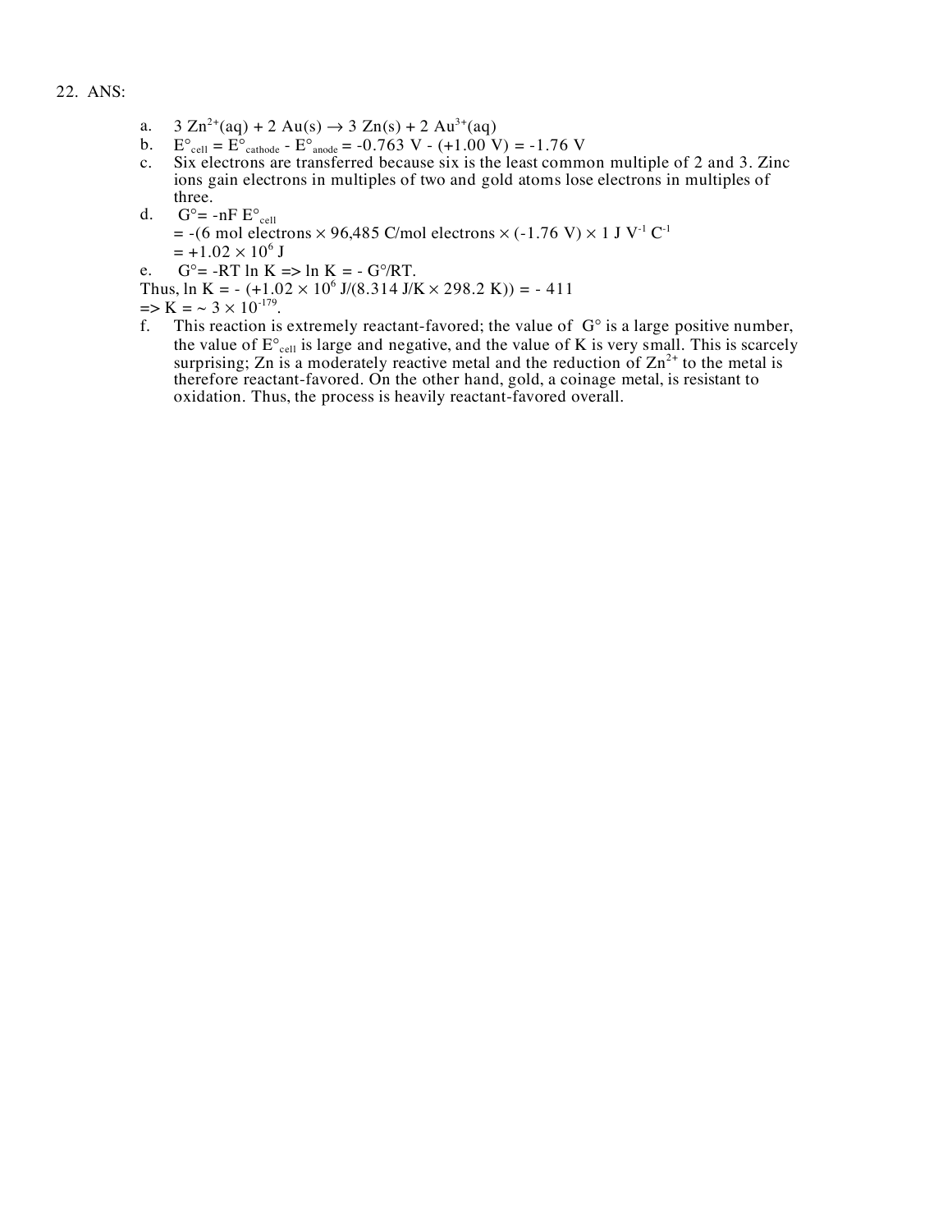22. ANS:

a. $3\ Zn^{2+}(aq) + 2\ Au(s) \rightarrow 3\ Zn(s) + 2\ Au^{3+}(aq)$

b. $E°_{cell} = E°_{cathode} - E°_{anode} = -0.763\ V - (+1.00\ V) = -1.76\ V$

c. Six electrons are transferred because six is the least common multiple of 2 and 3. Zinc ions gain electrons in multiples of two and gold atoms lose electrons in multiples of three.

d. $G° = -nF\ E°_{cell}$
$= -(6\ \text{mol electrons} \times 96{,}485\ \text{C/mol electrons} \times (-1.76\ V) \times 1\ J\ V^{-1}\ C^{-1}$
$= +1.02 \times 10^6\ J$

e. $G° = -RT \ln K \Rightarrow \ln K = -G°/RT$.

Thus, $\ln K = -(+1.02 \times 10^6\ J/(8.314\ J/K \times 298.2\ K)) = -411$
$\Rightarrow K = \sim 3 \times 10^{-179}$.

f. This reaction is extremely reactant-favored; the value of $G°$ is a large positive number, the value of $E°_{cell}$ is large and negative, and the value of K is very small. This is scarcely surprising; Zn is a moderately reactive metal and the reduction of $Zn^{2+}$ to the metal is therefore reactant-favored. On the other hand, gold, a coinage metal, is resistant to oxidation. Thus, the process is heavily reactant-favored overall.